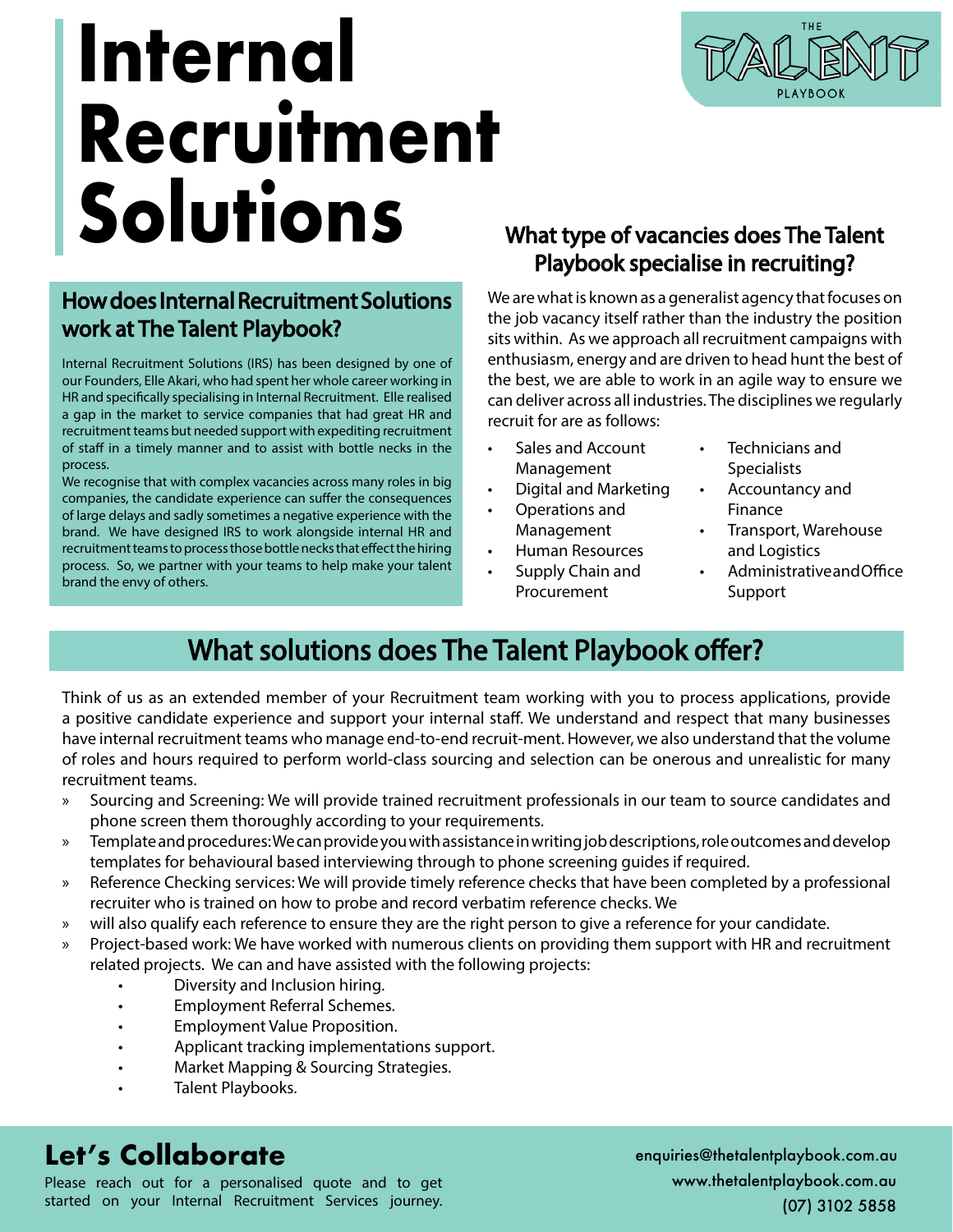THE TALENT PLAYBOOK

# Internal Recruitment Solutions

## How does Internal Recruitment Solutions work at The Talent Playbook?

Internal Recruitment Solutions (IRS) has been designed by one of our Founders, Elle Akari, who had spent her whole career working in HR and specifically specialising in Internal Recruitment. Elle realised a gap in the market to service companies that had great HR and recruitment teams but needed support with expediting recruitment of staff in a timely manner and to assist with bottle necks in the process.

We recognise that with complex vacancies across many roles in big companies, the candidate experience can suffer the consequences of large delays and sadly sometimes a negative experience with the brand. We have designed IRS to work alongside internal HR and recruitment teams to process those bottle necks that effect the hiring process. So, we partner with your teams to help make your talent brand the envy of others.

## What type of vacancies does The Talent Playbook specialise in recruiting?

We are what is known as a generalist agency that focuses on the job vacancy itself rather than the industry the position sits within. As we approach all recruitment campaigns with enthusiasm, energy and are driven to head hunt the best of the best, we are able to work in an agile way to ensure we can deliver across all industries. The disciplines we regularly recruit for are as follows:

- Sales and Account Management
- Digital and Marketing
- Operations and Management
- Human Resources
- Supply Chain and Procurement
- Technicians and Specialists
- Accountancy and Finance
- Transport, Warehouse and Logistics
- Administrative and Office Support

## What solutions does The Talent Playbook offer?

Think of us as an extended member of your Recruitment team working with you to process applications, provide a positive candidate experience and support your internal staff. We understand and respect that many businesses have internal recruitment teams who manage end-to-end recruit-ment. However, we also understand that the volume of roles and hours required to perform world-class sourcing and selection can be onerous and unrealistic for many recruitment teams.

» Sourcing and Screening: We will provide trained recruitment professionals in our team to source candidates and phone screen them thoroughly according to your requirements.

» Template and procedures: We can provide you with assistance in writing job descriptions, role outcomes and develop templates for behavioural based interviewing through to phone screening guides if required.

» Reference Checking services: We will provide timely reference checks that have been completed by a professional recruiter who is trained on how to probe and record verbatim reference checks. We

» will also qualify each reference to ensure they are the right person to give a reference for your candidate.

» Project-based work: We have worked with numerous clients on providing them support with HR and recruitment related projects. We can and have assisted with the following projects:
  - Diversity and Inclusion hiring.
  - Employment Referral Schemes.
  - Employment Value Proposition.
  - Applicant tracking implementations support.
  - Market Mapping & Sourcing Strategies.
  - Talent Playbooks.

## Let's Collaborate

Please reach out for a personalised quote and to get started on your Internal Recruitment Services journey.

enquiries@thetalentplaybook.com.au
www.thetalentplaybook.com.au
(07) 3102 5858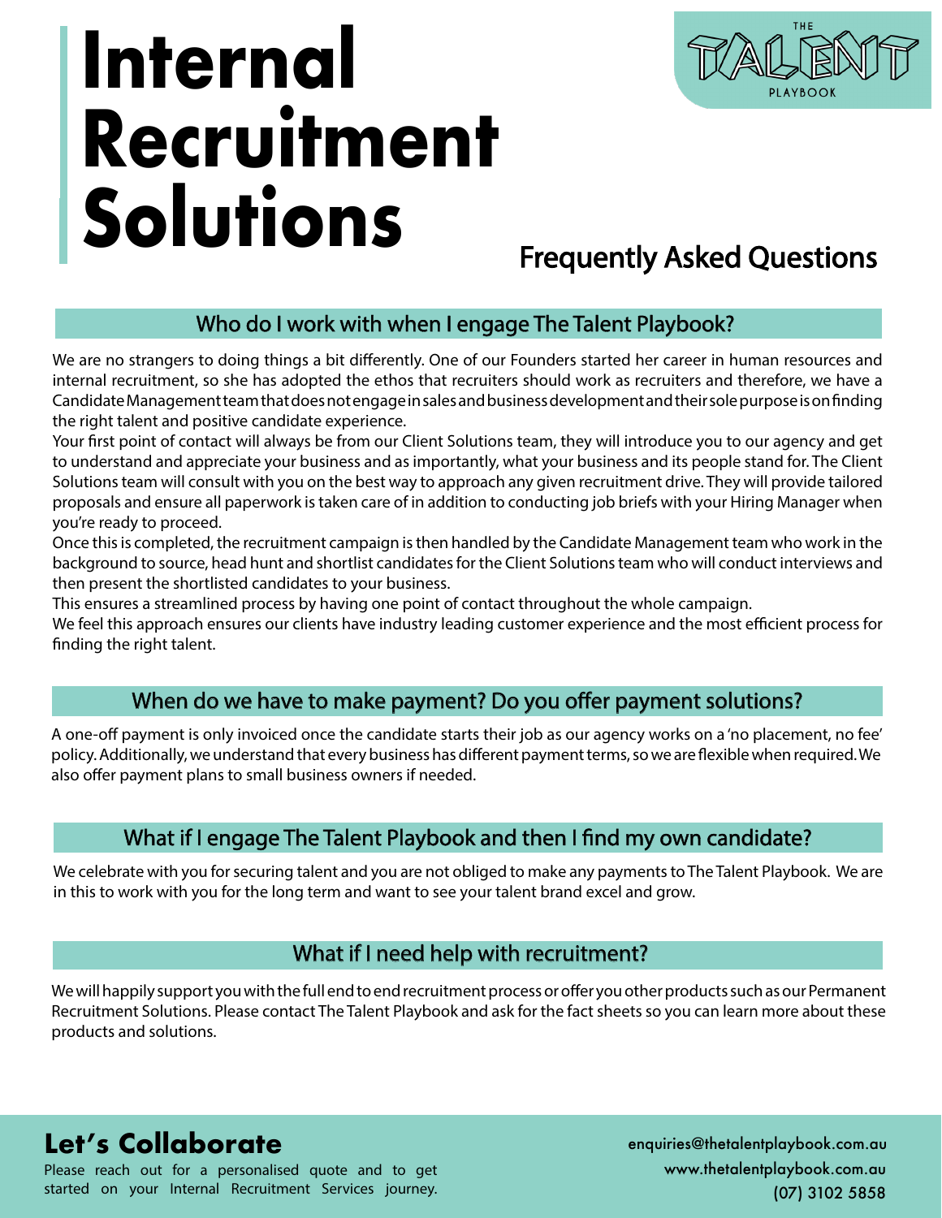# Internal Recruitment Solutions

## Frequently Asked Questions

### Who do I work with when I engage The Talent Playbook?

We are no strangers to doing things a bit differently. One of our Founders started her career in human resources and internal recruitment, so she has adopted the ethos that recruiters should work as recruiters and therefore, we have a Candidate Management team that does not engage in sales and business development and their sole purpose is on finding the right talent and positive candidate experience.

Your first point of contact will always be from our Client Solutions team, they will introduce you to our agency and get to understand and appreciate your business and as importantly, what your business and its people stand for. The Client Solutions team will consult with you on the best way to approach any given recruitment drive. They will provide tailored proposals and ensure all paperwork is taken care of in addition to conducting job briefs with your Hiring Manager when you're ready to proceed.

Once this is completed, the recruitment campaign is then handled by the Candidate Management team who work in the background to source, head hunt and shortlist candidates for the Client Solutions team who will conduct interviews and then present the shortlisted candidates to your business.

This ensures a streamlined process by having one point of contact throughout the whole campaign.

We feel this approach ensures our clients have industry leading customer experience and the most efficient process for finding the right talent.

### When do we have to make payment? Do you offer payment solutions?

A one-off payment is only invoiced once the candidate starts their job as our agency works on a 'no placement, no fee' policy. Additionally, we understand that every business has different payment terms, so we are flexible when required. We also offer payment plans to small business owners if needed.

### What if I engage The Talent Playbook and then I find my own candidate?

We celebrate with you for securing talent and you are not obliged to make any payments to The Talent Playbook. We are in this to work with you for the long term and want to see your talent brand excel and grow.

### What if I need help with recruitment?

We will happily support you with the full end to end recruitment process or offer you other products such as our Permanent Recruitment Solutions. Please contact The Talent Playbook and ask for the fact sheets so you can learn more about these products and solutions.

## Let's Collaborate

Please reach out for a personalised quote and to get started on your Internal Recruitment Services journey.

enquiries@thetalentplaybook.com.au
www.thetalentplaybook.com.au
(07) 3102 5858